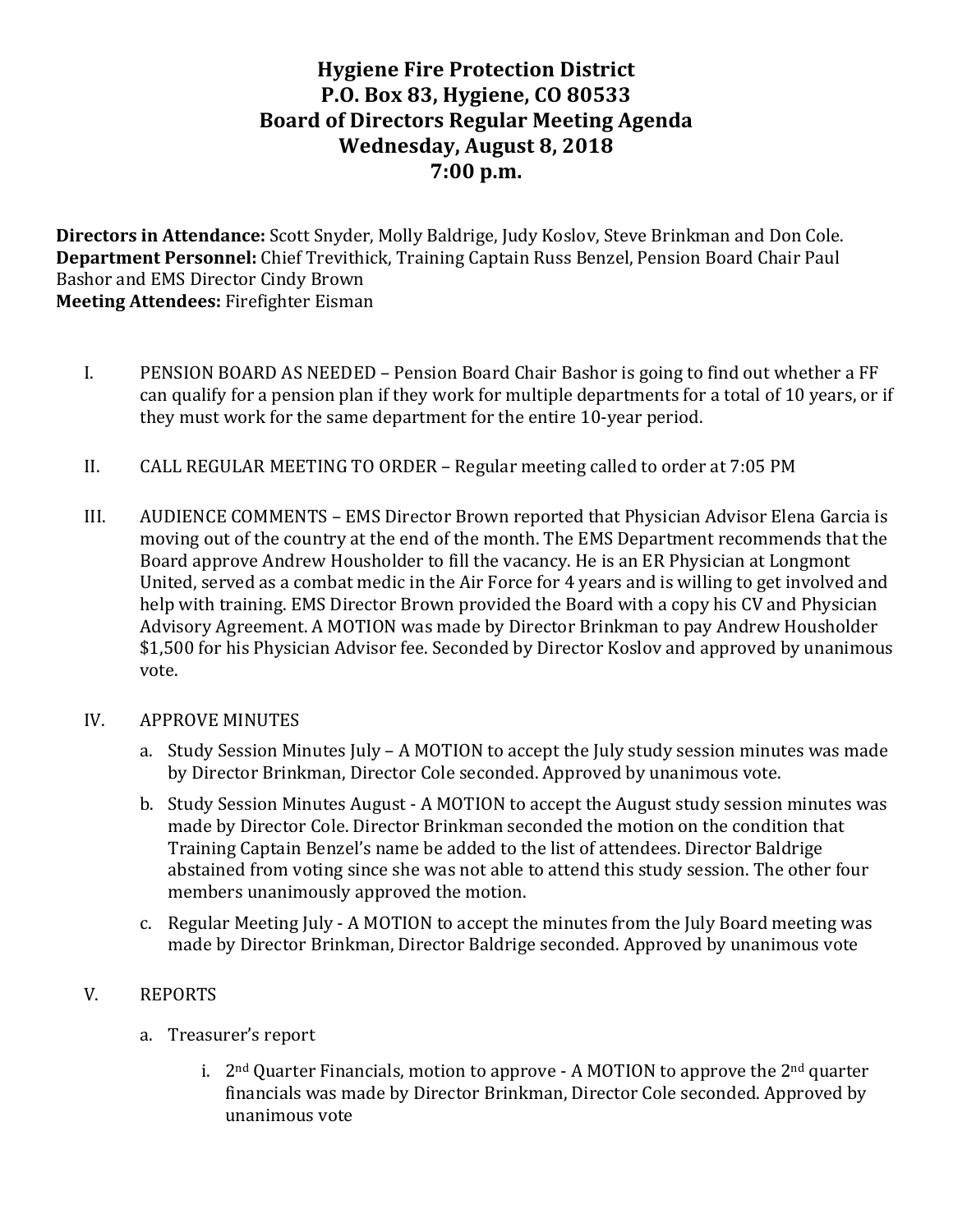# Hygiene Fire Protection District
## P.O. Box 83, Hygiene, CO 80533
## Board of Directors Regular Meeting Agenda
## Wednesday, August 8, 2018
## 7:00 p.m.

**Directors in Attendance:** Scott Snyder, Molly Baldrige, Judy Koslov, Steve Brinkman and Don Cole.
**Department Personnel:** Chief Trevithick, Training Captain Russ Benzel, Pension Board Chair Paul Bashor and EMS Director Cindy Brown
**Meeting Attendees:** Firefighter Eisman

I. PENSION BOARD AS NEEDED – Pension Board Chair Bashor is going to find out whether a FF can qualify for a pension plan if they work for multiple departments for a total of 10 years, or if they must work for the same department for the entire 10-year period.

II. CALL REGULAR MEETING TO ORDER – Regular meeting called to order at 7:05 PM

III. AUDIENCE COMMENTS – EMS Director Brown reported that Physician Advisor Elena Garcia is moving out of the country at the end of the month. The EMS Department recommends that the Board approve Andrew Housholder to fill the vacancy. He is an ER Physician at Longmont United, served as a combat medic in the Air Force for 4 years and is willing to get involved and help with training. EMS Director Brown provided the Board with a copy his CV and Physician Advisory Agreement. A MOTION was made by Director Brinkman to pay Andrew Housholder $1,500 for his Physician Advisor fee. Seconded by Director Koslov and approved by unanimous vote.

IV. APPROVE MINUTES

a. Study Session Minutes July – A MOTION to accept the July study session minutes was made by Director Brinkman, Director Cole seconded. Approved by unanimous vote.

b. Study Session Minutes August - A MOTION to accept the August study session minutes was made by Director Cole. Director Brinkman seconded the motion on the condition that Training Captain Benzel's name be added to the list of attendees. Director Baldrige abstained from voting since she was not able to attend this study session. The other four members unanimously approved the motion.

c. Regular Meeting July - A MOTION to accept the minutes from the July Board meeting was made by Director Brinkman, Director Baldrige seconded. Approved by unanimous vote

V. REPORTS

a. Treasurer's report

i. 2nd Quarter Financials, motion to approve - A MOTION to approve the 2nd quarter financials was made by Director Brinkman, Director Cole seconded. Approved by unanimous vote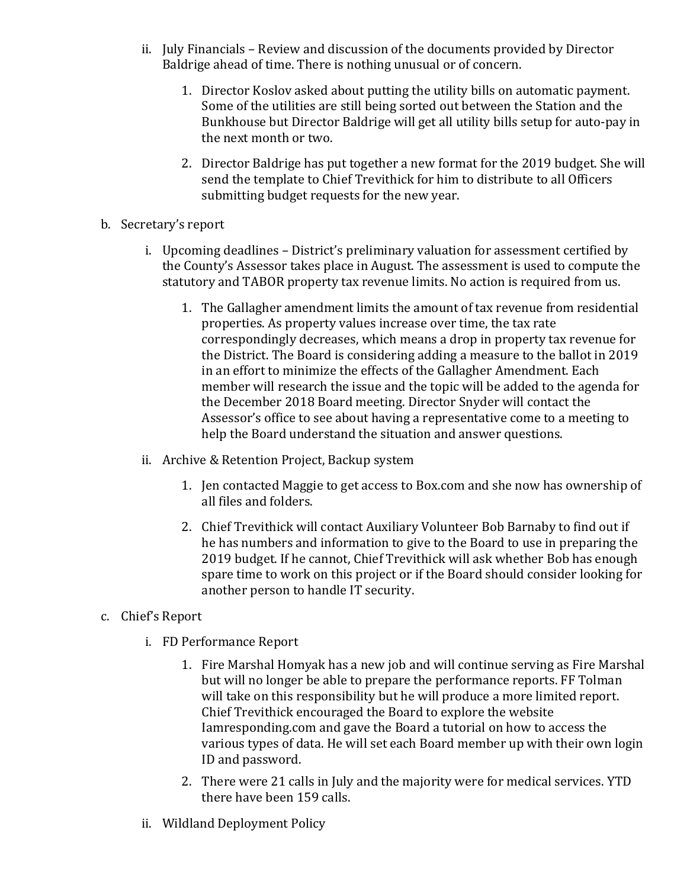ii. July Financials – Review and discussion of the documents provided by Director Baldrige ahead of time. There is nothing unusual or of concern.

   1. Director Koslov asked about putting the utility bills on automatic payment. Some of the utilities are still being sorted out between the Station and the Bunkhouse but Director Baldrige will get all utility bills setup for auto-pay in the next month or two.

   2. Director Baldrige has put together a new format for the 2019 budget. She will send the template to Chief Trevithick for him to distribute to all Officers submitting budget requests for the new year.

b. Secretary's report

   i. Upcoming deadlines – District's preliminary valuation for assessment certified by the County's Assessor takes place in August. The assessment is used to compute the statutory and TABOR property tax revenue limits. No action is required from us.

      1. The Gallagher amendment limits the amount of tax revenue from residential properties. As property values increase over time, the tax rate correspondingly decreases, which means a drop in property tax revenue for the District. The Board is considering adding a measure to the ballot in 2019 in an effort to minimize the effects of the Gallagher Amendment. Each member will research the issue and the topic will be added to the agenda for the December 2018 Board meeting. Director Snyder will contact the Assessor's office to see about having a representative come to a meeting to help the Board understand the situation and answer questions.

   ii. Archive & Retention Project, Backup system

      1. Jen contacted Maggie to get access to Box.com and she now has ownership of all files and folders.

      2. Chief Trevithick will contact Auxiliary Volunteer Bob Barnaby to find out if he has numbers and information to give to the Board to use in preparing the 2019 budget. If he cannot, Chief Trevithick will ask whether Bob has enough spare time to work on this project or if the Board should consider looking for another person to handle IT security.

c. Chief's Report

   i. FD Performance Report

      1. Fire Marshal Homyak has a new job and will continue serving as Fire Marshal but will no longer be able to prepare the performance reports. FF Tolman will take on this responsibility but he will produce a more limited report. Chief Trevithick encouraged the Board to explore the website Iamresponding.com and gave the Board a tutorial on how to access the various types of data. He will set each Board member up with their own login ID and password.

      2. There were 21 calls in July and the majority were for medical services. YTD there have been 159 calls.

   ii. Wildland Deployment Policy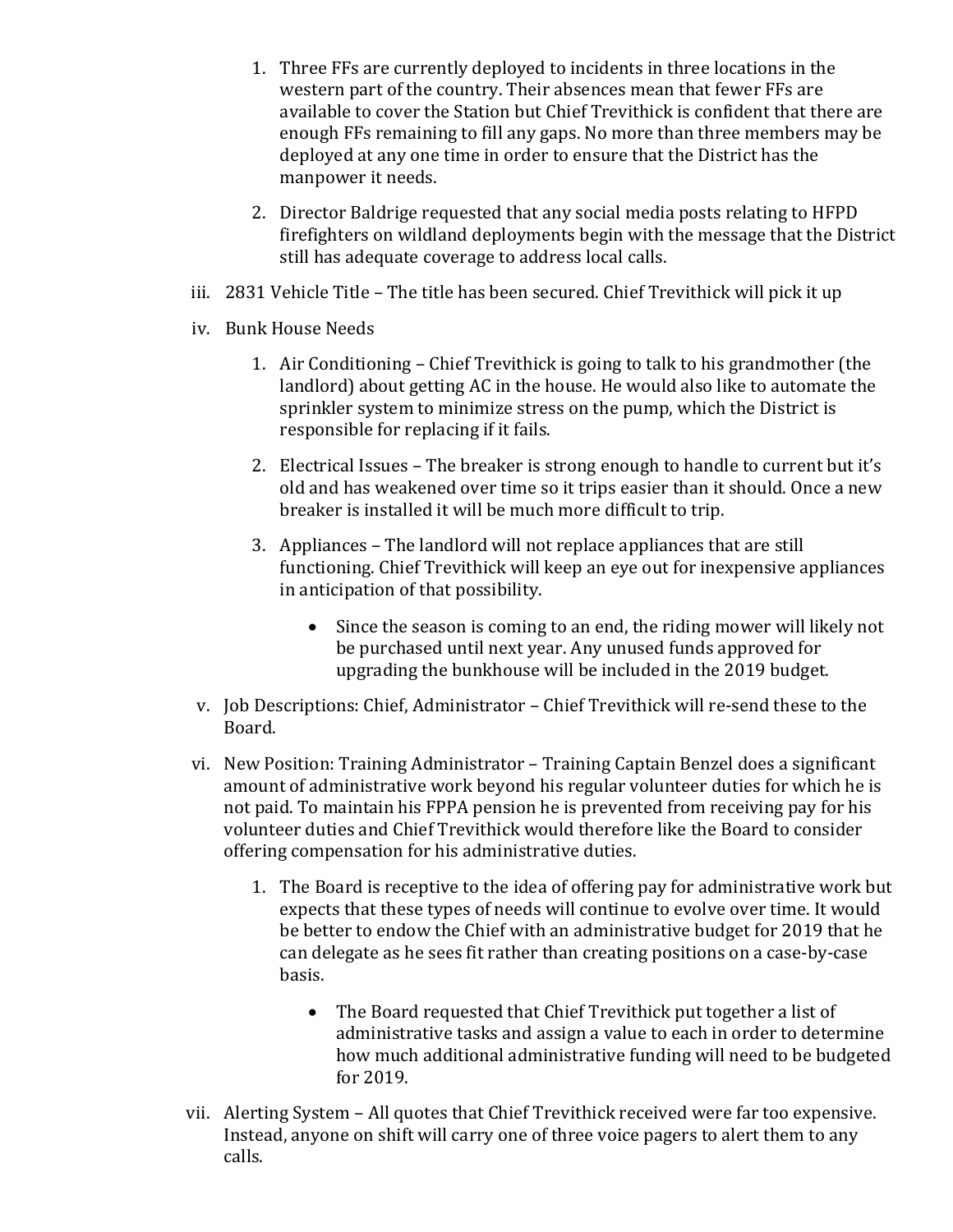1. Three FFs are currently deployed to incidents in three locations in the western part of the country. Their absences mean that fewer FFs are available to cover the Station but Chief Trevithick is confident that there are enough FFs remaining to fill any gaps. No more than three members may be deployed at any one time in order to ensure that the District has the manpower it needs.

2. Director Baldrige requested that any social media posts relating to HFPD firefighters on wildland deployments begin with the message that the District still has adequate coverage to address local calls.

iii. 2831 Vehicle Title – The title has been secured. Chief Trevithick will pick it up

iv. Bunk House Needs

1. Air Conditioning – Chief Trevithick is going to talk to his grandmother (the landlord) about getting AC in the house. He would also like to automate the sprinkler system to minimize stress on the pump, which the District is responsible for replacing if it fails.

2. Electrical Issues – The breaker is strong enough to handle to current but it's old and has weakened over time so it trips easier than it should. Once a new breaker is installed it will be much more difficult to trip.

3. Appliances – The landlord will not replace appliances that are still functioning. Chief Trevithick will keep an eye out for inexpensive appliances in anticipation of that possibility.

    - Since the season is coming to an end, the riding mower will likely not be purchased until next year. Any unused funds approved for upgrading the bunkhouse will be included in the 2019 budget.

v. Job Descriptions: Chief, Administrator – Chief Trevithick will re-send these to the Board.

vi. New Position: Training Administrator – Training Captain Benzel does a significant amount of administrative work beyond his regular volunteer duties for which he is not paid. To maintain his FPPA pension he is prevented from receiving pay for his volunteer duties and Chief Trevithick would therefore like the Board to consider offering compensation for his administrative duties.

1. The Board is receptive to the idea of offering pay for administrative work but expects that these types of needs will continue to evolve over time. It would be better to endow the Chief with an administrative budget for 2019 that he can delegate as he sees fit rather than creating positions on a case-by-case basis.

    - The Board requested that Chief Trevithick put together a list of administrative tasks and assign a value to each in order to determine how much additional administrative funding will need to be budgeted for 2019.

vii. Alerting System – All quotes that Chief Trevithick received were far too expensive. Instead, anyone on shift will carry one of three voice pagers to alert them to any calls.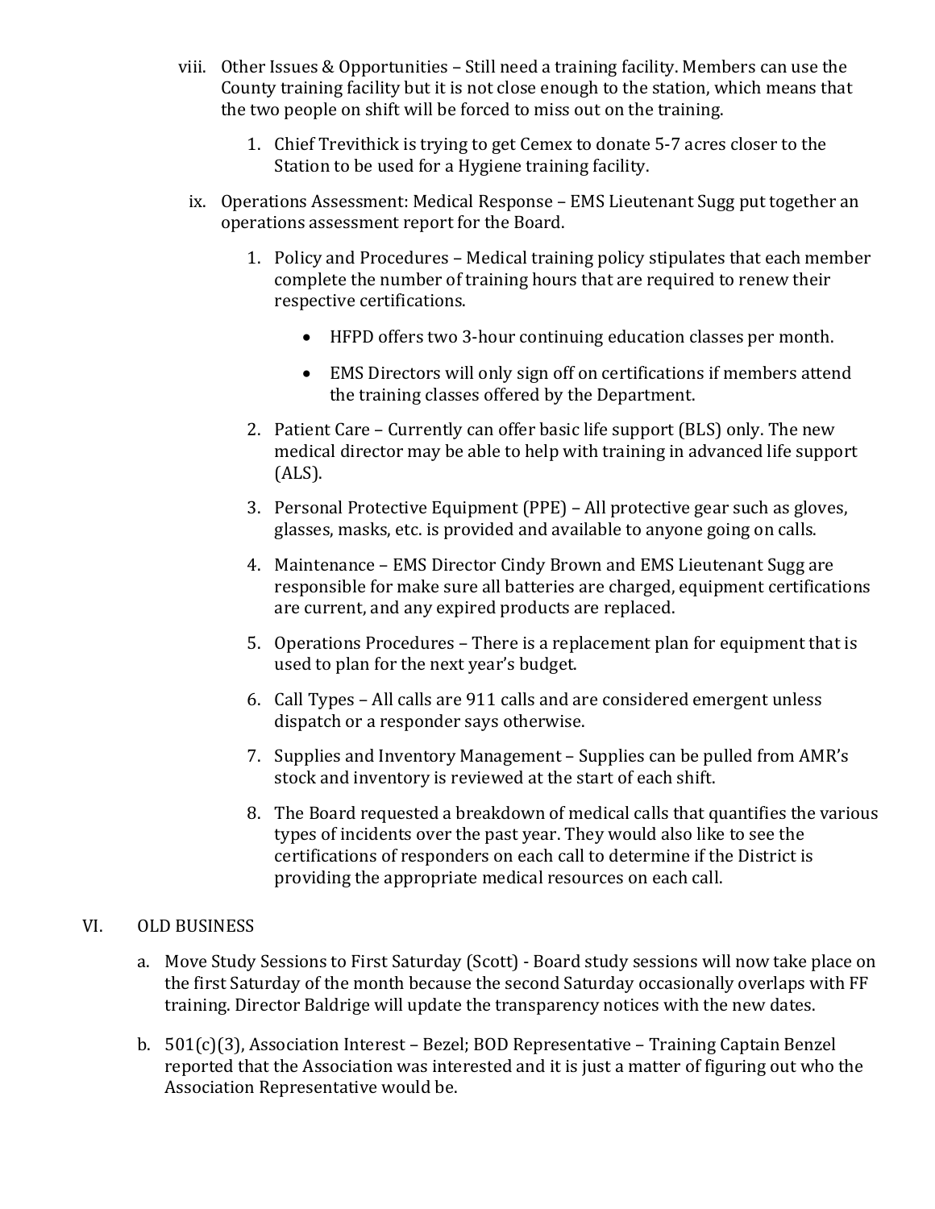viii. Other Issues & Opportunities – Still need a training facility. Members can use the County training facility but it is not close enough to the station, which means that the two people on shift will be forced to miss out on the training.

   1. Chief Trevithick is trying to get Cemex to donate 5-7 acres closer to the Station to be used for a Hygiene training facility.

ix. Operations Assessment: Medical Response – EMS Lieutenant Sugg put together an operations assessment report for the Board.

   1. Policy and Procedures – Medical training policy stipulates that each member complete the number of training hours that are required to renew their respective certifications.

      - HFPD offers two 3-hour continuing education classes per month.
      - EMS Directors will only sign off on certifications if members attend the training classes offered by the Department.

   2. Patient Care – Currently can offer basic life support (BLS) only. The new medical director may be able to help with training in advanced life support (ALS).

   3. Personal Protective Equipment (PPE) – All protective gear such as gloves, glasses, masks, etc. is provided and available to anyone going on calls.

   4. Maintenance – EMS Director Cindy Brown and EMS Lieutenant Sugg are responsible for make sure all batteries are charged, equipment certifications are current, and any expired products are replaced.

   5. Operations Procedures – There is a replacement plan for equipment that is used to plan for the next year's budget.

   6. Call Types – All calls are 911 calls and are considered emergent unless dispatch or a responder says otherwise.

   7. Supplies and Inventory Management – Supplies can be pulled from AMR's stock and inventory is reviewed at the start of each shift.

   8. The Board requested a breakdown of medical calls that quantifies the various types of incidents over the past year. They would also like to see the certifications of responders on each call to determine if the District is providing the appropriate medical resources on each call.

## VI. OLD BUSINESS

a. Move Study Sessions to First Saturday (Scott) - Board study sessions will now take place on the first Saturday of the month because the second Saturday occasionally overlaps with FF training. Director Baldrige will update the transparency notices with the new dates.

b. 501(c)(3), Association Interest – Bezel; BOD Representative – Training Captain Benzel reported that the Association was interested and it is just a matter of figuring out who the Association Representative would be.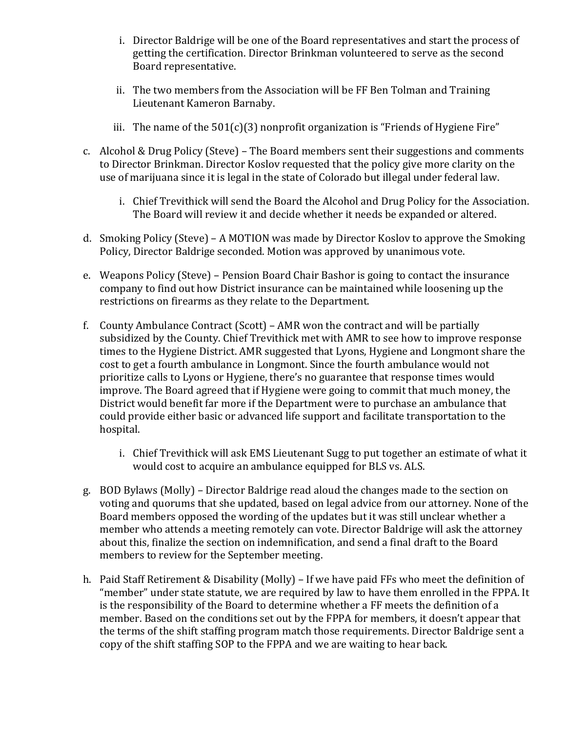i. Director Baldrige will be one of the Board representatives and start the process of getting the certification. Director Brinkman volunteered to serve as the second Board representative.

   ii. The two members from the Association will be FF Ben Tolman and Training Lieutenant Kameron Barnaby.

   iii. The name of the 501(c)(3) nonprofit organization is "Friends of Hygiene Fire"

c. Alcohol & Drug Policy (Steve) – The Board members sent their suggestions and comments to Director Brinkman. Director Koslov requested that the policy give more clarity on the use of marijuana since it is legal in the state of Colorado but illegal under federal law.

   i. Chief Trevithick will send the Board the Alcohol and Drug Policy for the Association. The Board will review it and decide whether it needs be expanded or altered.

d. Smoking Policy (Steve) – A MOTION was made by Director Koslov to approve the Smoking Policy, Director Baldrige seconded. Motion was approved by unanimous vote.

e. Weapons Policy (Steve) – Pension Board Chair Bashor is going to contact the insurance company to find out how District insurance can be maintained while loosening up the restrictions on firearms as they relate to the Department.

f. County Ambulance Contract (Scott) – AMR won the contract and will be partially subsidized by the County. Chief Trevithick met with AMR to see how to improve response times to the Hygiene District. AMR suggested that Lyons, Hygiene and Longmont share the cost to get a fourth ambulance in Longmont. Since the fourth ambulance would not prioritize calls to Lyons or Hygiene, there's no guarantee that response times would improve. The Board agreed that if Hygiene were going to commit that much money, the District would benefit far more if the Department were to purchase an ambulance that could provide either basic or advanced life support and facilitate transportation to the hospital.

   i. Chief Trevithick will ask EMS Lieutenant Sugg to put together an estimate of what it would cost to acquire an ambulance equipped for BLS vs. ALS.

g. BOD Bylaws (Molly) – Director Baldrige read aloud the changes made to the section on voting and quorums that she updated, based on legal advice from our attorney. None of the Board members opposed the wording of the updates but it was still unclear whether a member who attends a meeting remotely can vote. Director Baldrige will ask the attorney about this, finalize the section on indemnification, and send a final draft to the Board members to review for the September meeting.

h. Paid Staff Retirement & Disability (Molly) – If we have paid FFs who meet the definition of "member" under state statute, we are required by law to have them enrolled in the FPPA. It is the responsibility of the Board to determine whether a FF meets the definition of a member. Based on the conditions set out by the FPPA for members, it doesn't appear that the terms of the shift staffing program match those requirements. Director Baldrige sent a copy of the shift staffing SOP to the FPPA and we are waiting to hear back.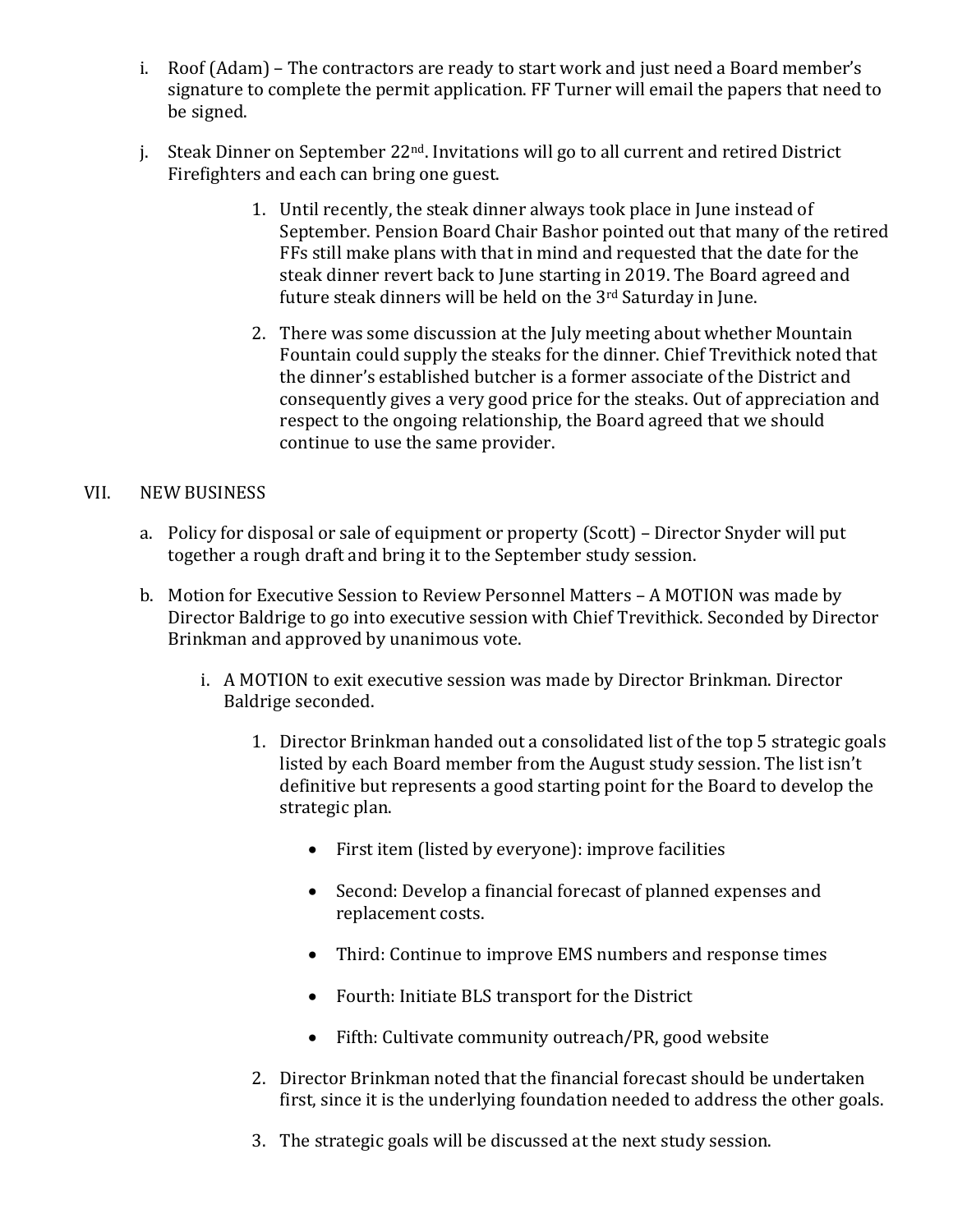i. Roof (Adam) – The contractors are ready to start work and just need a Board member's signature to complete the permit application. FF Turner will email the papers that need to be signed.

j. Steak Dinner on September 22nd. Invitations will go to all current and retired District Firefighters and each can bring one guest.

   1. Until recently, the steak dinner always took place in June instead of September. Pension Board Chair Bashor pointed out that many of the retired FFs still make plans with that in mind and requested that the date for the steak dinner revert back to June starting in 2019. The Board agreed and future steak dinners will be held on the 3rd Saturday in June.

   2. There was some discussion at the July meeting about whether Mountain Fountain could supply the steaks for the dinner. Chief Trevithick noted that the dinner's established butcher is a former associate of the District and consequently gives a very good price for the steaks. Out of appreciation and respect to the ongoing relationship, the Board agreed that we should continue to use the same provider.

VII. NEW BUSINESS

a. Policy for disposal or sale of equipment or property (Scott) – Director Snyder will put together a rough draft and bring it to the September study session.

b. Motion for Executive Session to Review Personnel Matters – A MOTION was made by Director Baldrige to go into executive session with Chief Trevithick. Seconded by Director Brinkman and approved by unanimous vote.

   i. A MOTION to exit executive session was made by Director Brinkman. Director Baldrige seconded.

      1. Director Brinkman handed out a consolidated list of the top 5 strategic goals listed by each Board member from the August study session. The list isn't definitive but represents a good starting point for the Board to develop the strategic plan.

         - First item (listed by everyone): improve facilities
         - Second: Develop a financial forecast of planned expenses and replacement costs.
         - Third: Continue to improve EMS numbers and response times
         - Fourth: Initiate BLS transport for the District
         - Fifth: Cultivate community outreach/PR, good website

      2. Director Brinkman noted that the financial forecast should be undertaken first, since it is the underlying foundation needed to address the other goals.

      3. The strategic goals will be discussed at the next study session.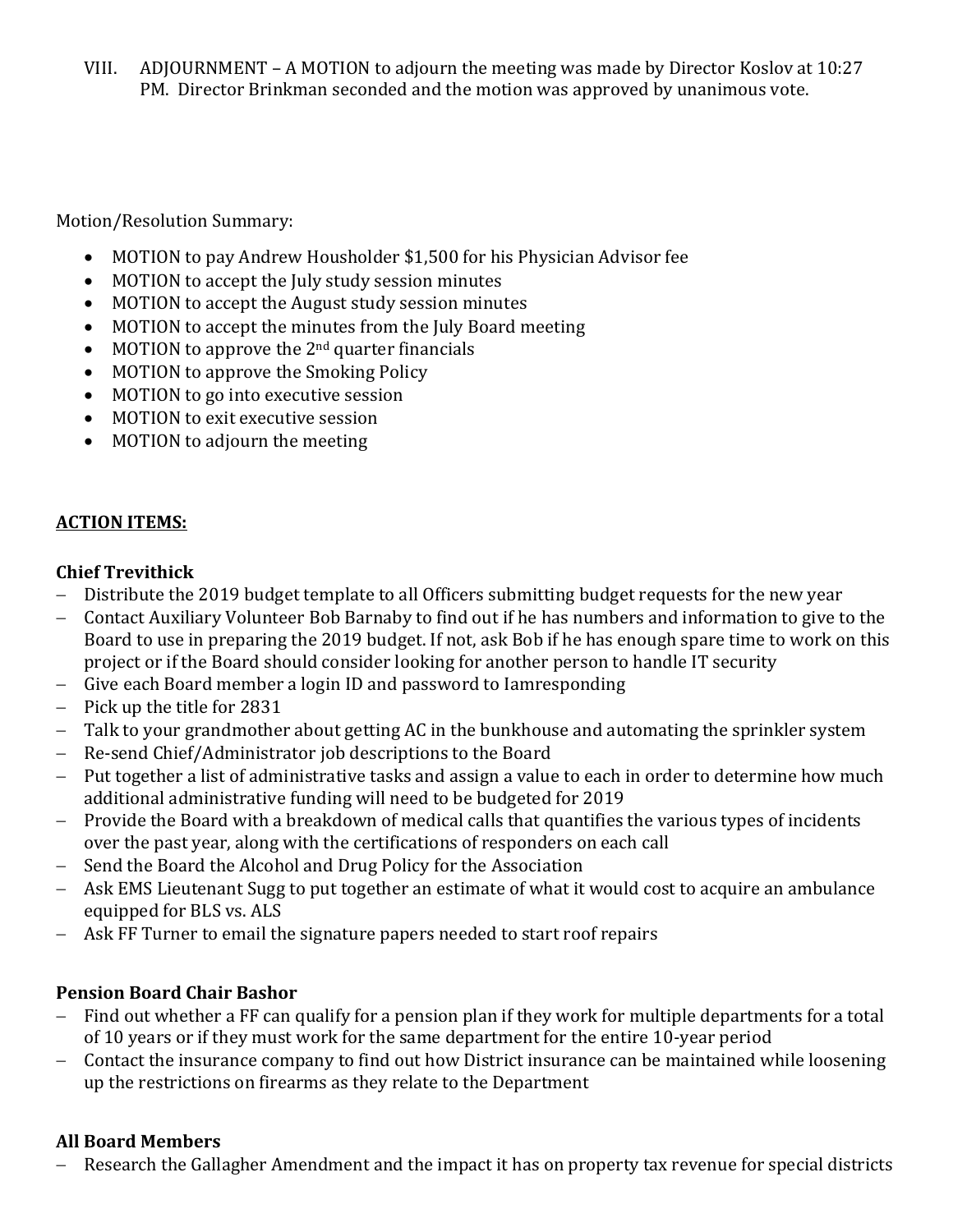VIII. ADJOURNMENT – A MOTION to adjourn the meeting was made by Director Koslov at 10:27 PM. Director Brinkman seconded and the motion was approved by unanimous vote.

Motion/Resolution Summary:

- MOTION to pay Andrew Housholder $1,500 for his Physician Advisor fee
- MOTION to accept the July study session minutes
- MOTION to accept the August study session minutes
- MOTION to accept the minutes from the July Board meeting
- MOTION to approve the 2nd quarter financials
- MOTION to approve the Smoking Policy
- MOTION to go into executive session
- MOTION to exit executive session
- MOTION to adjourn the meeting

**ACTION ITEMS:**

**Chief Trevithick**

- Distribute the 2019 budget template to all Officers submitting budget requests for the new year
- Contact Auxiliary Volunteer Bob Barnaby to find out if he has numbers and information to give to the Board to use in preparing the 2019 budget. If not, ask Bob if he has enough spare time to work on this project or if the Board should consider looking for another person to handle IT security
- Give each Board member a login ID and password to Iamresponding
- Pick up the title for 2831
- Talk to your grandmother about getting AC in the bunkhouse and automating the sprinkler system
- Re-send Chief/Administrator job descriptions to the Board
- Put together a list of administrative tasks and assign a value to each in order to determine how much additional administrative funding will need to be budgeted for 2019
- Provide the Board with a breakdown of medical calls that quantifies the various types of incidents over the past year, along with the certifications of responders on each call
- Send the Board the Alcohol and Drug Policy for the Association
- Ask EMS Lieutenant Sugg to put together an estimate of what it would cost to acquire an ambulance equipped for BLS vs. ALS
- Ask FF Turner to email the signature papers needed to start roof repairs

**Pension Board Chair Bashor**

- Find out whether a FF can qualify for a pension plan if they work for multiple departments for a total of 10 years or if they must work for the same department for the entire 10-year period
- Contact the insurance company to find out how District insurance can be maintained while loosening up the restrictions on firearms as they relate to the Department

**All Board Members**

- Research the Gallagher Amendment and the impact it has on property tax revenue for special districts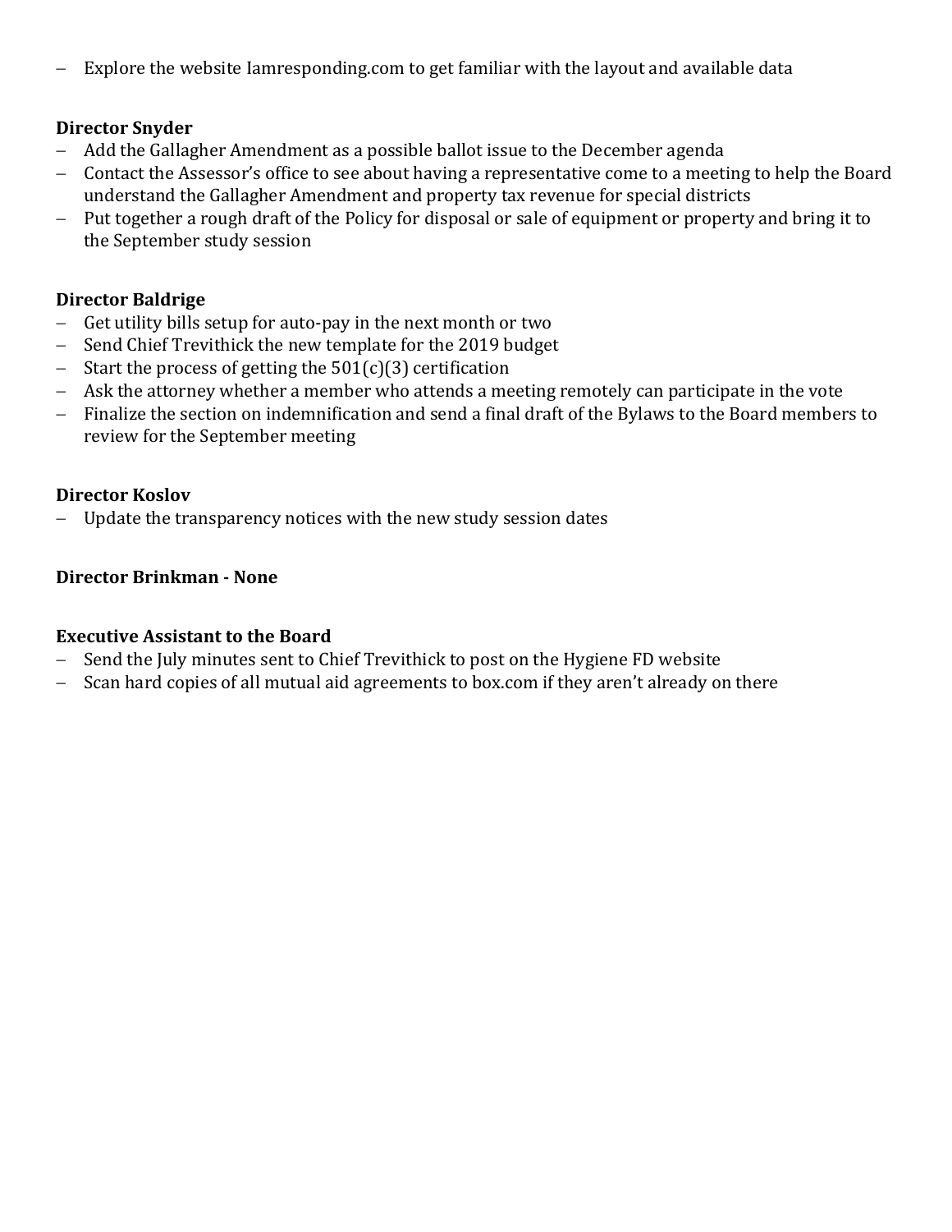- Explore the website Iamresponding.com to get familiar with the layout and available data

**Director Snyder**
- Add the Gallagher Amendment as a possible ballot issue to the December agenda
- Contact the Assessor's office to see about having a representative come to a meeting to help the Board understand the Gallagher Amendment and property tax revenue for special districts
- Put together a rough draft of the Policy for disposal or sale of equipment or property and bring it to the September study session

**Director Baldrige**
- Get utility bills setup for auto-pay in the next month or two
- Send Chief Trevithick the new template for the 2019 budget
- Start the process of getting the 501(c)(3) certification
- Ask the attorney whether a member who attends a meeting remotely can participate in the vote
- Finalize the section on indemnification and send a final draft of the Bylaws to the Board members to review for the September meeting

**Director Koslov**
- Update the transparency notices with the new study session dates

**Director Brinkman - None**

**Executive Assistant to the Board**
- Send the July minutes sent to Chief Trevithick to post on the Hygiene FD website
- Scan hard copies of all mutual aid agreements to box.com if they aren't already on there